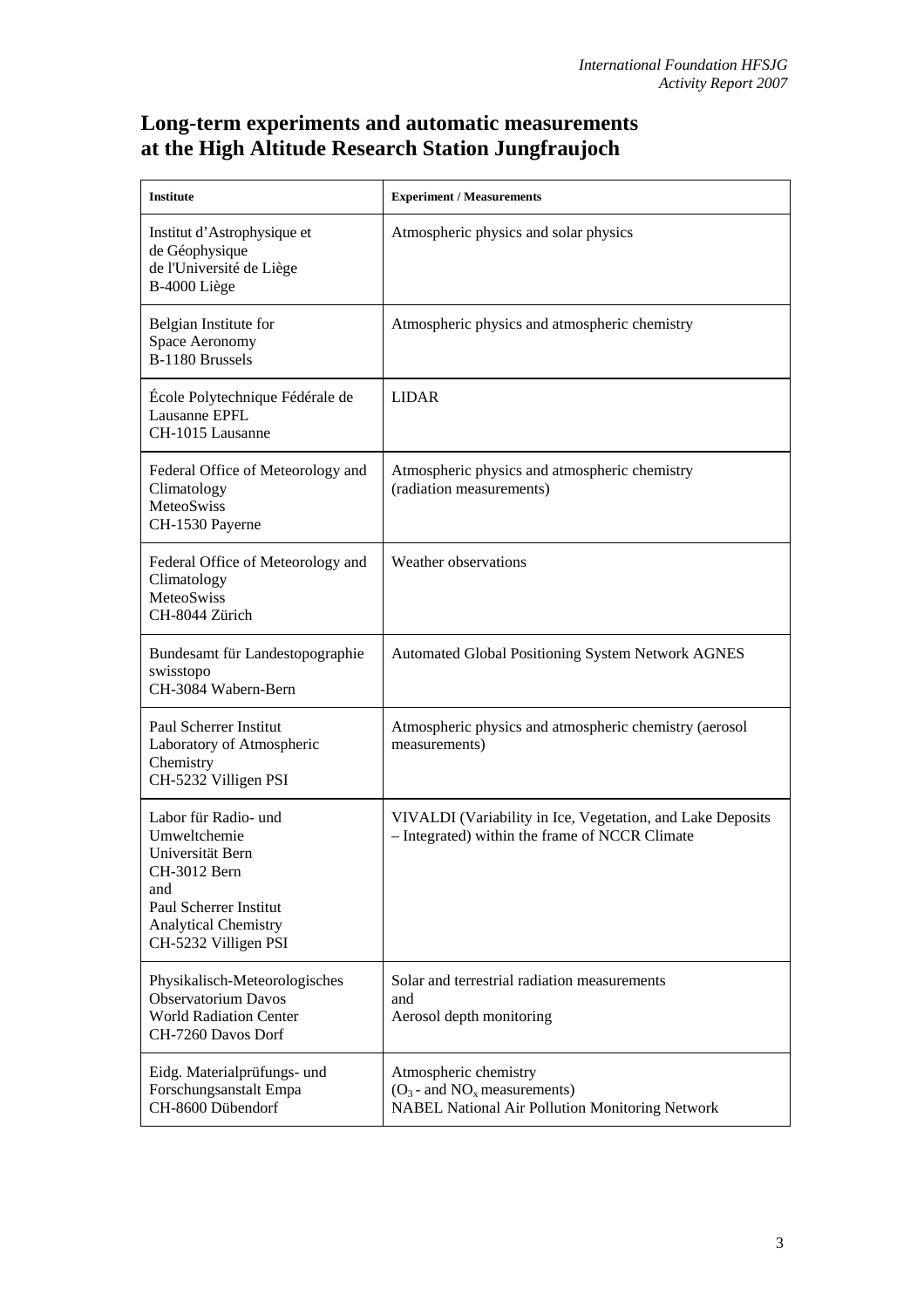# Long-term experiments and automatic measurements at the High Altitude Research Station Jungfraujoch

| Institute | Experiment / Measurements |
|---|---|
| Institut d'Astrophysique et de Géophysique de l'Université de Liège B-4000 Liège | Atmospheric physics and solar physics |
| Belgian Institute for Space Aeronomy B-1180 Brussels | Atmospheric physics and atmospheric chemistry |
| École Polytechnique Fédérale de Lausanne EPFL CH-1015 Lausanne | LIDAR |
| Federal Office of Meteorology and Climatology MeteoSwiss CH-1530 Payerne | Atmospheric physics and atmospheric chemistry (radiation measurements) |
| Federal Office of Meteorology and Climatology MeteoSwiss CH-8044 Zürich | Weather observations |
| Bundesamt für Landestopographie swisstopo CH-3084 Wabern-Bern | Automated Global Positioning System Network AGNES |
| Paul Scherrer Institut Laboratory of Atmospheric Chemistry CH-5232 Villigen PSI | Atmospheric physics and atmospheric chemistry (aerosol measurements) |
| Labor für Radio- und Umweltchemie Universität Bern CH-3012 Bern and Paul Scherrer Institut Analytical Chemistry CH-5232 Villigen PSI | VIVALDI (Variability in Ice, Vegetation, and Lake Deposits – Integrated) within the frame of NCCR Climate |
| Physikalisch-Meteorologisches Observatorium Davos World Radiation Center CH-7260 Davos Dorf | Solar and terrestrial radiation measurements and Aerosol depth monitoring |
| Eidg. Materialprüfungs- und Forschungsanstalt Empa CH-8600 Dübendorf | Atmospheric chemistry ($O_3$ - and $NO_x$ measurements) NABEL National Air Pollution Monitoring Network |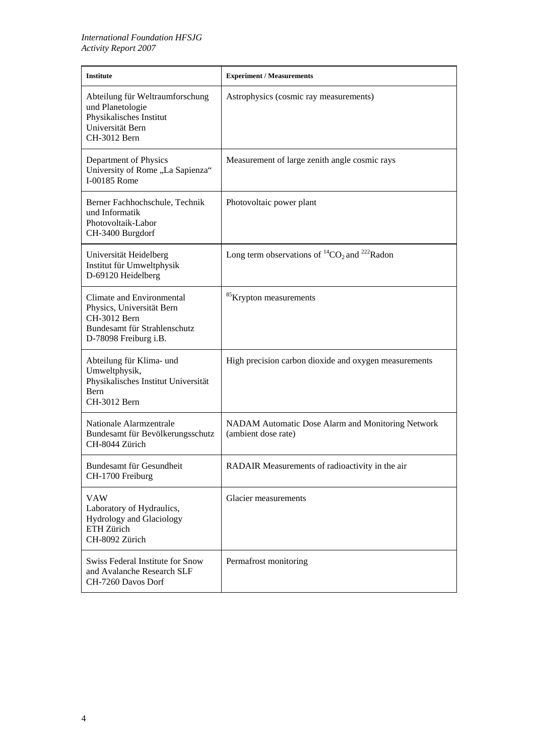| Institute | Experiment / Measurements |
|---|---|
| Abteilung für Weltraumforschung und Planetologie<br>Physikalisches Institut<br>Universität Bern<br>CH-3012 Bern | Astrophysics (cosmic ray measurements) |
| Department of Physics<br>University of Rome „La Sapienza“<br>I-00185 Rome | Measurement of large zenith angle cosmic rays |
| Berner Fachhochschule, Technik und Informatik<br>Photovoltaik-Labor<br>CH-3400 Burgdorf | Photovoltaic power plant |
| Universität Heidelberg<br>Institut für Umweltphysik<br>D-69120 Heidelberg | Long term observations of $^{14}CO_2$ and $^{222}$Radon |
| Climate and Environmental Physics, Universität Bern<br>CH-3012 Bern<br>Bundesamt für Strahlenschutz<br>D-78098 Freiburg i.B. | $^{85}$Krypton measurements |
| Abteilung für Klima- und Umweltphysik,<br>Physikalisches Institut Universität Bern<br>CH-3012 Bern | High precision carbon dioxide and oxygen measurements |
| Nationale Alarmzentrale<br>Bundesamt für Bevölkerungsschutz<br>CH-8044 Zürich | NADAM Automatic Dose Alarm and Monitoring Network (ambient dose rate) |
| Bundesamt für Gesundheit<br>CH-1700 Freiburg | RADAIR Measurements of radioactivity in the air |
| VAW<br>Laboratory of Hydraulics, Hydrology and Glaciology<br>ETH Zürich<br>CH-8092 Zürich | Glacier measurements |
| Swiss Federal Institute for Snow and Avalanche Research SLF<br>CH-7260 Davos Dorf | Permafrost monitoring |